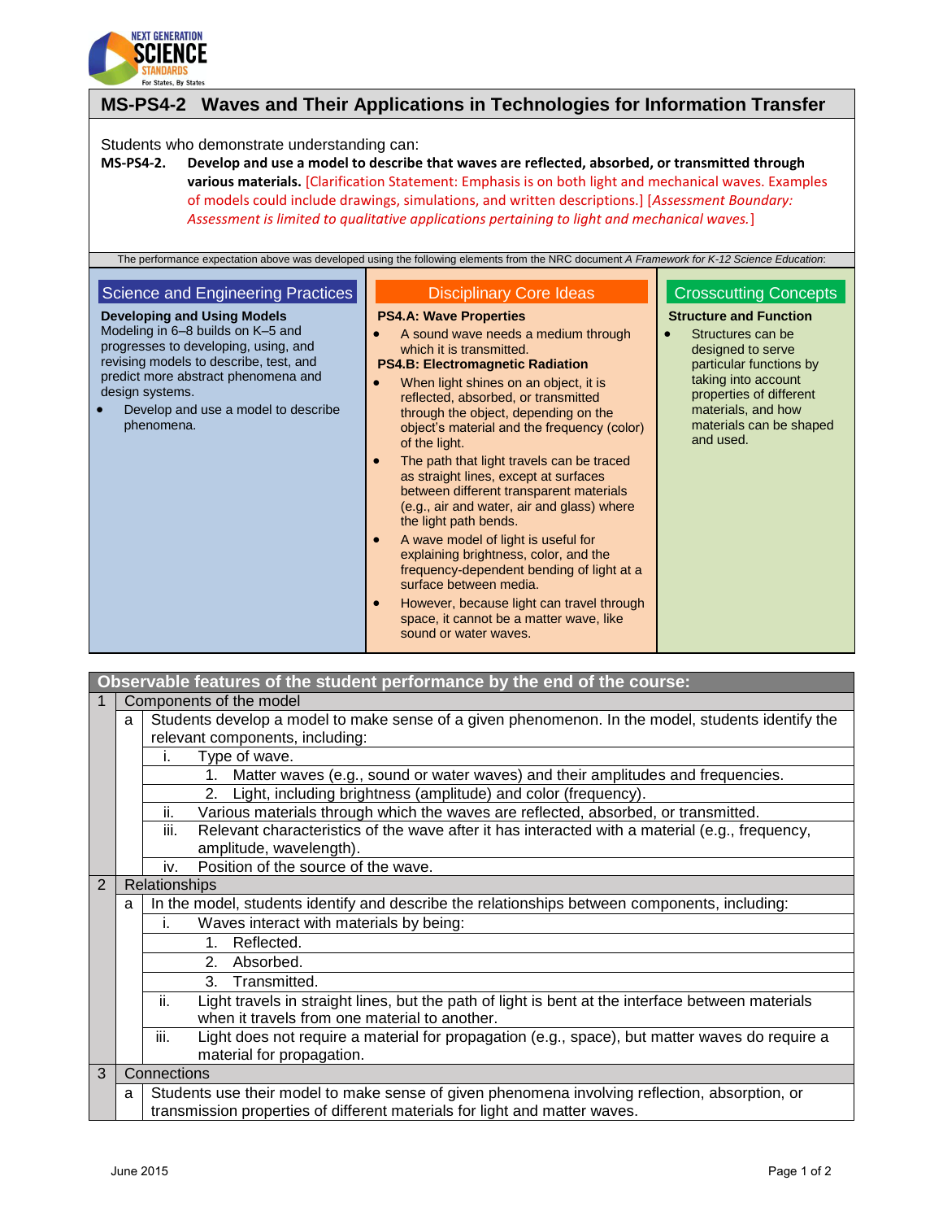# MS-PS4-2 Waves and Their Applications in Technologies for Information Transfer

Students who demonstrate understanding can:

**MS-PS4-2. Develop and use a model to describe that waves are reflected, absorbed, or transmitted through various materials.** [Clarification Statement: Emphasis is on both light and mechanical waves. Examples of models could include drawings, simulations, and written descriptions.] [*Assessment Boundary: Assessment is limited to qualitative applications pertaining to light and mechanical waves.*]

The performance expectation above was developed using the following elements from the NRC document *A Framework for K-12 Science Education*:

## Science and Engineering Practices

**Developing and Using Models**

Modeling in 6–8 builds on K–5 and progresses to developing, using, and revising models to describe, test, and predict more abstract phenomena and design systems.

- Develop and use a model to describe phenomena.

## Disciplinary Core Ideas

**PS4.A: Wave Properties**

- A sound wave needs a medium through which it is transmitted.

**PS4.B: Electromagnetic Radiation**

- When light shines on an object, it is reflected, absorbed, or transmitted through the object, depending on the object's material and the frequency (color) of the light.
- The path that light travels can be traced as straight lines, except at surfaces between different transparent materials (e.g., air and water, air and glass) where the light path bends.
- A wave model of light is useful for explaining brightness, color, and the frequency-dependent bending of light at a surface between media.
- However, because light can travel through space, it cannot be a matter wave, like sound or water waves.

## Crosscutting Concepts

**Structure and Function**

- Structures can be designed to serve particular functions by taking into account properties of different materials, and how materials can be shaped and used.

## Observable features of the student performance by the end of the course:

1. Components of the model
   a. Students develop a model to make sense of a given phenomenon. In the model, students identify the relevant components, including:
      i. Type of wave.
         1. Matter waves (e.g., sound or water waves) and their amplitudes and frequencies.
         2. Light, including brightness (amplitude) and color (frequency).
      ii. Various materials through which the waves are reflected, absorbed, or transmitted.
      iii. Relevant characteristics of the wave after it has interacted with a material (e.g., frequency, amplitude, wavelength).
      iv. Position of the source of the wave.
2. Relationships
   a. In the model, students identify and describe the relationships between components, including:
      i. Waves interact with materials by being:
         1. Reflected.
         2. Absorbed.
         3. Transmitted.
      ii. Light travels in straight lines, but the path of light is bent at the interface between materials when it travels from one material to another.
      iii. Light does not require a material for propagation (e.g., space), but matter waves do require a material for propagation.
3. Connections
   a. Students use their model to make sense of given phenomena involving reflection, absorption, or transmission properties of different materials for light and matter waves.

June 2015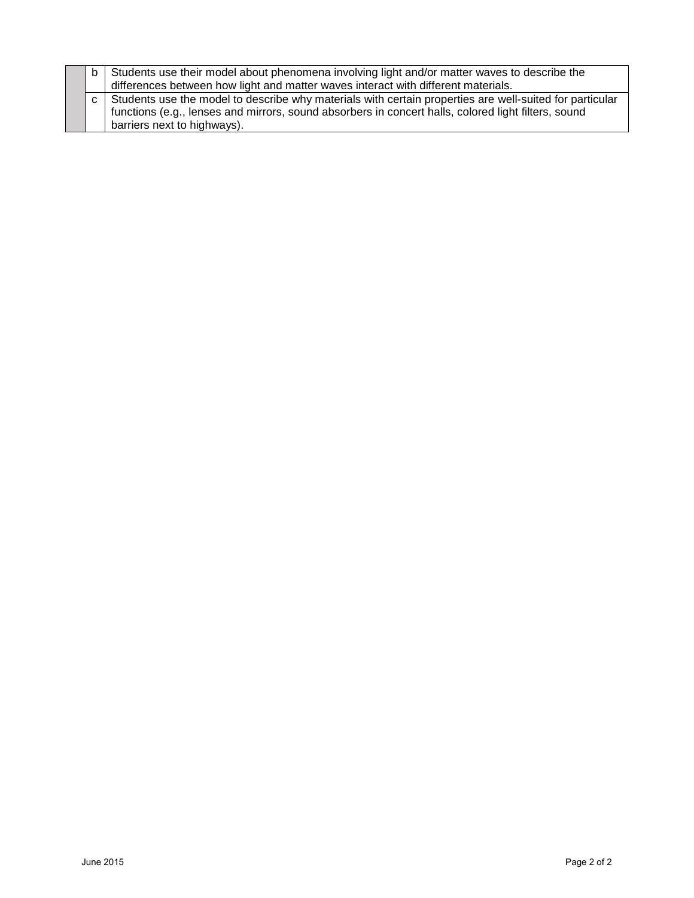| | | |
|---|---|---|
| | b | Students use their model about phenomena involving light and/or matter waves to describe the differences between how light and matter waves interact with different materials. |
| | c | Students use the model to describe why materials with certain properties are well-suited for particular functions (e.g., lenses and mirrors, sound absorbers in concert halls, colored light filters, sound barriers next to highways). |